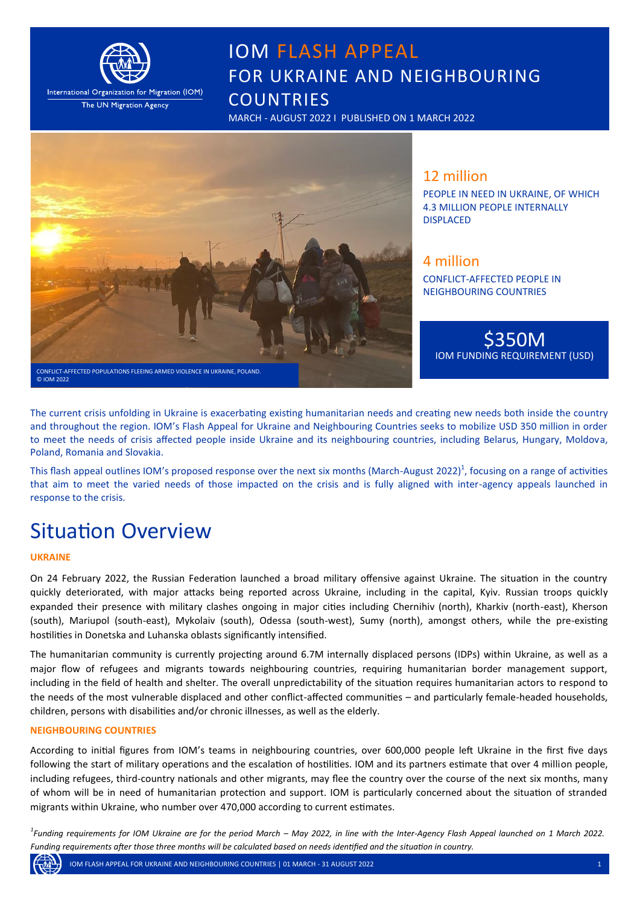International Organization for Migration (IOM)
The UN Migration Agency

# IOM FLASH APPEAL FOR UKRAINE AND NEIGHBOURING COUNTRIES

MARCH - AUGUST 2022 I PUBLISHED ON 1 MARCH 2022

CONFLICT-AFFECTED POPULATIONS FLEEING ARMED VIOLENCE IN UKRAINE, POLAND. © IOM 2022

**12 million**
PEOPLE IN NEED IN UKRAINE, OF WHICH 4.3 MILLION PEOPLE INTERNALLY DISPLACED

**4 million**
CONFLICT-AFFECTED PEOPLE IN NEIGHBOURING COUNTRIES

**$350M**
IOM FUNDING REQUIREMENT (USD)

The current crisis unfolding in Ukraine is exacerbating existing humanitarian needs and creating new needs both inside the country and throughout the region. IOM's Flash Appeal for Ukraine and Neighbouring Countries seeks to mobilize USD 350 million in order to meet the needs of crisis affected people inside Ukraine and its neighbouring countries, including Belarus, Hungary, Moldova, Poland, Romania and Slovakia.

This flash appeal outlines IOM's proposed response over the next six months (March-August 2022)[1], focusing on a range of activities that aim to meet the varied needs of those impacted on the crisis and is fully aligned with inter-agency appeals launched in response to the crisis.

# Situation Overview

### UKRAINE

On 24 February 2022, the Russian Federation launched a broad military offensive against Ukraine. The situation in the country quickly deteriorated, with major attacks being reported across Ukraine, including in the capital, Kyiv. Russian troops quickly expanded their presence with military clashes ongoing in major cities including Chernihiv (north), Kharkiv (north-east), Kherson (south), Mariupol (south-east), Mykolaiv (south), Odessa (south-west), Sumy (north), amongst others, while the pre-existing hostilities in Donetska and Luhanska oblasts significantly intensified.

The humanitarian community is currently projecting around 6.7M internally displaced persons (IDPs) within Ukraine, as well as a major flow of refugees and migrants towards neighbouring countries, requiring humanitarian border management support, including in the field of health and shelter. The overall unpredictability of the situation requires humanitarian actors to respond to the needs of the most vulnerable displaced and other conflict-affected communities – and particularly female-headed households, children, persons with disabilities and/or chronic illnesses, as well as the elderly.

### NEIGHBOURING COUNTRIES

According to initial figures from IOM's teams in neighbouring countries, over 600,000 people left Ukraine in the first five days following the start of military operations and the escalation of hostilities. IOM and its partners estimate that over 4 million people, including refugees, third-country nationals and other migrants, may flee the country over the course of the next six months, many of whom will be in need of humanitarian protection and support. IOM is particularly concerned about the situation of stranded migrants within Ukraine, who number over 470,000 according to current estimates.

*[1] Funding requirements for IOM Ukraine are for the period March – May 2022, in line with the Inter-Agency Flash Appeal launched on 1 March 2022. Funding requirements after those three months will be calculated based on needs identified and the situation in country.*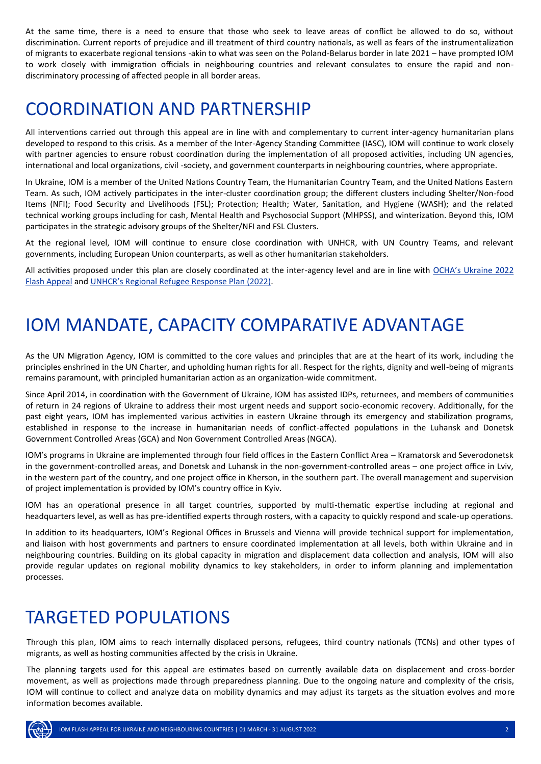At the same time, there is a need to ensure that those who seek to leave areas of conflict be allowed to do so, without discrimination. Current reports of prejudice and ill treatment of third country nationals, as well as fears of the instrumentalization of migrants to exacerbate regional tensions -akin to what was seen on the Poland-Belarus border in late 2021 – have prompted IOM to work closely with immigration officials in neighbouring countries and relevant consulates to ensure the rapid and non-discriminatory processing of affected people in all border areas.

# COORDINATION AND PARTNERSHIP

All interventions carried out through this appeal are in line with and complementary to current inter-agency humanitarian plans developed to respond to this crisis. As a member of the Inter-Agency Standing Committee (IASC), IOM will continue to work closely with partner agencies to ensure robust coordination during the implementation of all proposed activities, including UN agencies, international and local organizations, civil -society, and government counterparts in neighbouring countries, where appropriate.

In Ukraine, IOM is a member of the United Nations Country Team, the Humanitarian Country Team, and the United Nations Eastern Team. As such, IOM actively participates in the inter-cluster coordination group; the different clusters including Shelter/Non-food Items (NFI); Food Security and Livelihoods (FSL); Protection; Health; Water, Sanitation, and Hygiene (WASH); and the related technical working groups including for cash, Mental Health and Psychosocial Support (MHPSS), and winterization. Beyond this, IOM participates in the strategic advisory groups of the Shelter/NFI and FSL Clusters.

At the regional level, IOM will continue to ensure close coordination with UNHCR, with UN Country Teams, and relevant governments, including European Union counterparts, as well as other humanitarian stakeholders.

All activities proposed under this plan are closely coordinated at the inter-agency level and are in line with OCHA's Ukraine 2022 Flash Appeal and UNHCR's Regional Refugee Response Plan (2022).

# IOM MANDATE, CAPACITY COMPARATIVE ADVANTAGE

As the UN Migration Agency, IOM is committed to the core values and principles that are at the heart of its work, including the principles enshrined in the UN Charter, and upholding human rights for all. Respect for the rights, dignity and well-being of migrants remains paramount, with principled humanitarian action as an organization-wide commitment.

Since April 2014, in coordination with the Government of Ukraine, IOM has assisted IDPs, returnees, and members of communities of return in 24 regions of Ukraine to address their most urgent needs and support socio-economic recovery. Additionally, for the past eight years, IOM has implemented various activities in eastern Ukraine through its emergency and stabilization programs, established in response to the increase in humanitarian needs of conflict-affected populations in the Luhansk and Donetsk Government Controlled Areas (GCA) and Non Government Controlled Areas (NGCA).

IOM's programs in Ukraine are implemented through four field offices in the Eastern Conflict Area – Kramatorsk and Severodonetsk in the government-controlled areas, and Donetsk and Luhansk in the non-government-controlled areas – one project office in Lviv, in the western part of the country, and one project office in Kherson, in the southern part. The overall management and supervision of project implementation is provided by IOM's country office in Kyiv.

IOM has an operational presence in all target countries, supported by multi-thematic expertise including at regional and headquarters level, as well as has pre-identified experts through rosters, with a capacity to quickly respond and scale-up operations.

In addition to its headquarters, IOM's Regional Offices in Brussels and Vienna will provide technical support for implementation, and liaison with host governments and partners to ensure coordinated implementation at all levels, both within Ukraine and in neighbouring countries. Building on its global capacity in migration and displacement data collection and analysis, IOM will also provide regular updates on regional mobility dynamics to key stakeholders, in order to inform planning and implementation processes.

# TARGETED POPULATIONS

Through this plan, IOM aims to reach internally displaced persons, refugees, third country nationals (TCNs) and other types of migrants, as well as hosting communities affected by the crisis in Ukraine.

The planning targets used for this appeal are estimates based on currently available data on displacement and cross-border movement, as well as projections made through preparedness planning. Due to the ongoing nature and complexity of the crisis, IOM will continue to collect and analyze data on mobility dynamics and may adjust its targets as the situation evolves and more information becomes available.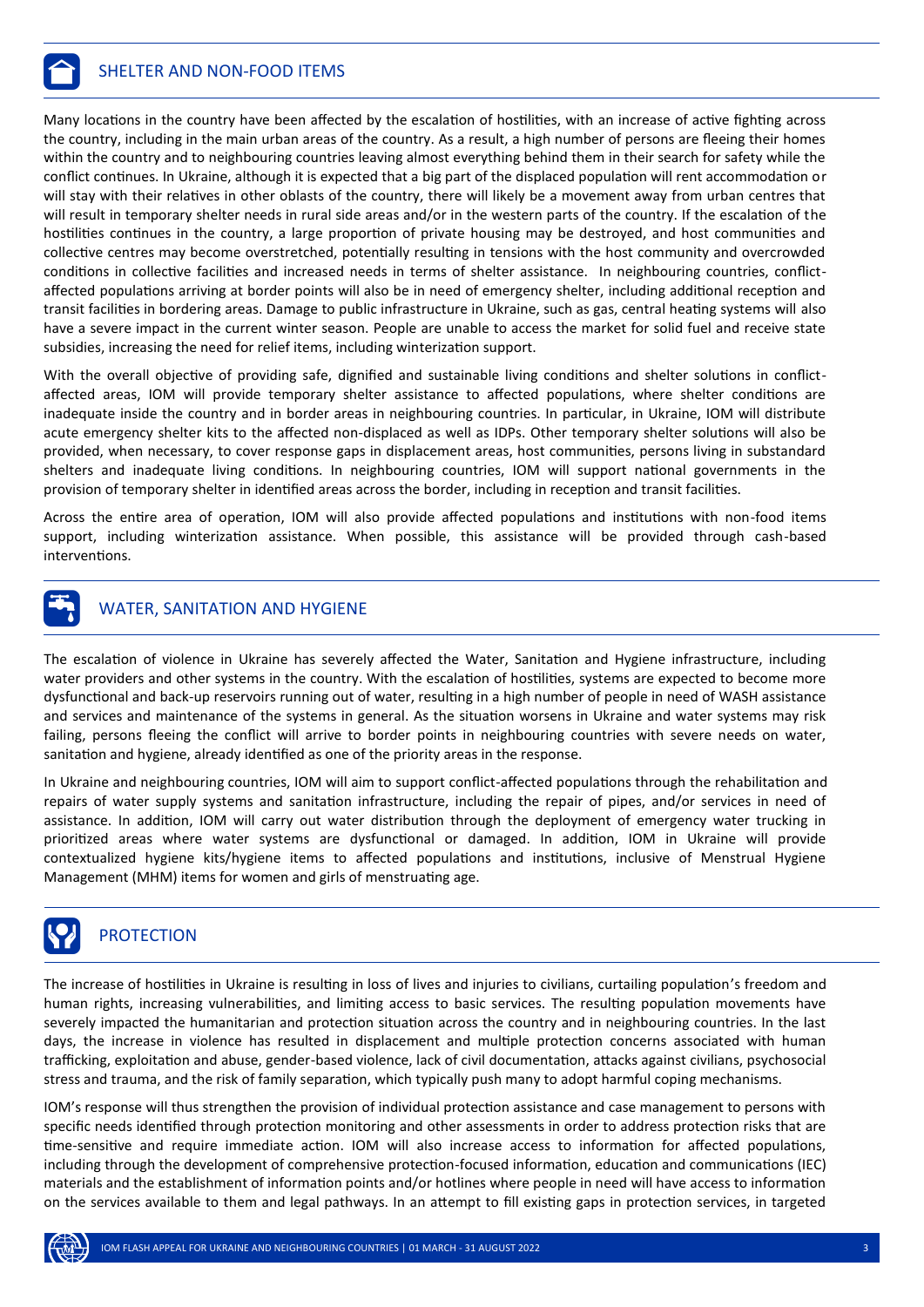## SHELTER AND NON-FOOD ITEMS

Many locations in the country have been affected by the escalation of hostilities, with an increase of active fighting across the country, including in the main urban areas of the country. As a result, a high number of persons are fleeing their homes within the country and to neighbouring countries leaving almost everything behind them in their search for safety while the conflict continues. In Ukraine, although it is expected that a big part of the displaced population will rent accommodation or will stay with their relatives in other oblasts of the country, there will likely be a movement away from urban centres that will result in temporary shelter needs in rural side areas and/or in the western parts of the country. If the escalation of the hostilities continues in the country, a large proportion of private housing may be destroyed, and host communities and collective centres may become overstretched, potentially resulting in tensions with the host community and overcrowded conditions in collective facilities and increased needs in terms of shelter assistance. In neighbouring countries, conflict-affected populations arriving at border points will also be in need of emergency shelter, including additional reception and transit facilities in bordering areas. Damage to public infrastructure in Ukraine, such as gas, central heating systems will also have a severe impact in the current winter season. People are unable to access the market for solid fuel and receive state subsidies, increasing the need for relief items, including winterization support.

With the overall objective of providing safe, dignified and sustainable living conditions and shelter solutions in conflict-affected areas, IOM will provide temporary shelter assistance to affected populations, where shelter conditions are inadequate inside the country and in border areas in neighbouring countries. In particular, in Ukraine, IOM will distribute acute emergency shelter kits to the affected non-displaced as well as IDPs. Other temporary shelter solutions will also be provided, when necessary, to cover response gaps in displacement areas, host communities, persons living in substandard shelters and inadequate living conditions. In neighbouring countries, IOM will support national governments in the provision of temporary shelter in identified areas across the border, including in reception and transit facilities.

Across the entire area of operation, IOM will also provide affected populations and institutions with non-food items support, including winterization assistance. When possible, this assistance will be provided through cash-based interventions.

## WATER, SANITATION AND HYGIENE

The escalation of violence in Ukraine has severely affected the Water, Sanitation and Hygiene infrastructure, including water providers and other systems in the country. With the escalation of hostilities, systems are expected to become more dysfunctional and back-up reservoirs running out of water, resulting in a high number of people in need of WASH assistance and services and maintenance of the systems in general. As the situation worsens in Ukraine and water systems may risk failing, persons fleeing the conflict will arrive to border points in neighbouring countries with severe needs on water, sanitation and hygiene, already identified as one of the priority areas in the response.

In Ukraine and neighbouring countries, IOM will aim to support conflict-affected populations through the rehabilitation and repairs of water supply systems and sanitation infrastructure, including the repair of pipes, and/or services in need of assistance. In addition, IOM will carry out water distribution through the deployment of emergency water trucking in prioritized areas where water systems are dysfunctional or damaged. In addition, IOM in Ukraine will provide contextualized hygiene kits/hygiene items to affected populations and institutions, inclusive of Menstrual Hygiene Management (MHM) items for women and girls of menstruating age.

## PROTECTION

The increase of hostilities in Ukraine is resulting in loss of lives and injuries to civilians, curtailing population's freedom and human rights, increasing vulnerabilities, and limiting access to basic services. The resulting population movements have severely impacted the humanitarian and protection situation across the country and in neighbouring countries. In the last days, the increase in violence has resulted in displacement and multiple protection concerns associated with human trafficking, exploitation and abuse, gender-based violence, lack of civil documentation, attacks against civilians, psychosocial stress and trauma, and the risk of family separation, which typically push many to adopt harmful coping mechanisms.

IOM's response will thus strengthen the provision of individual protection assistance and case management to persons with specific needs identified through protection monitoring and other assessments in order to address protection risks that are time-sensitive and require immediate action. IOM will also increase access to information for affected populations, including through the development of comprehensive protection-focused information, education and communications (IEC) materials and the establishment of information points and/or hotlines where people in need will have access to information on the services available to them and legal pathways. In an attempt to fill existing gaps in protection services, in targeted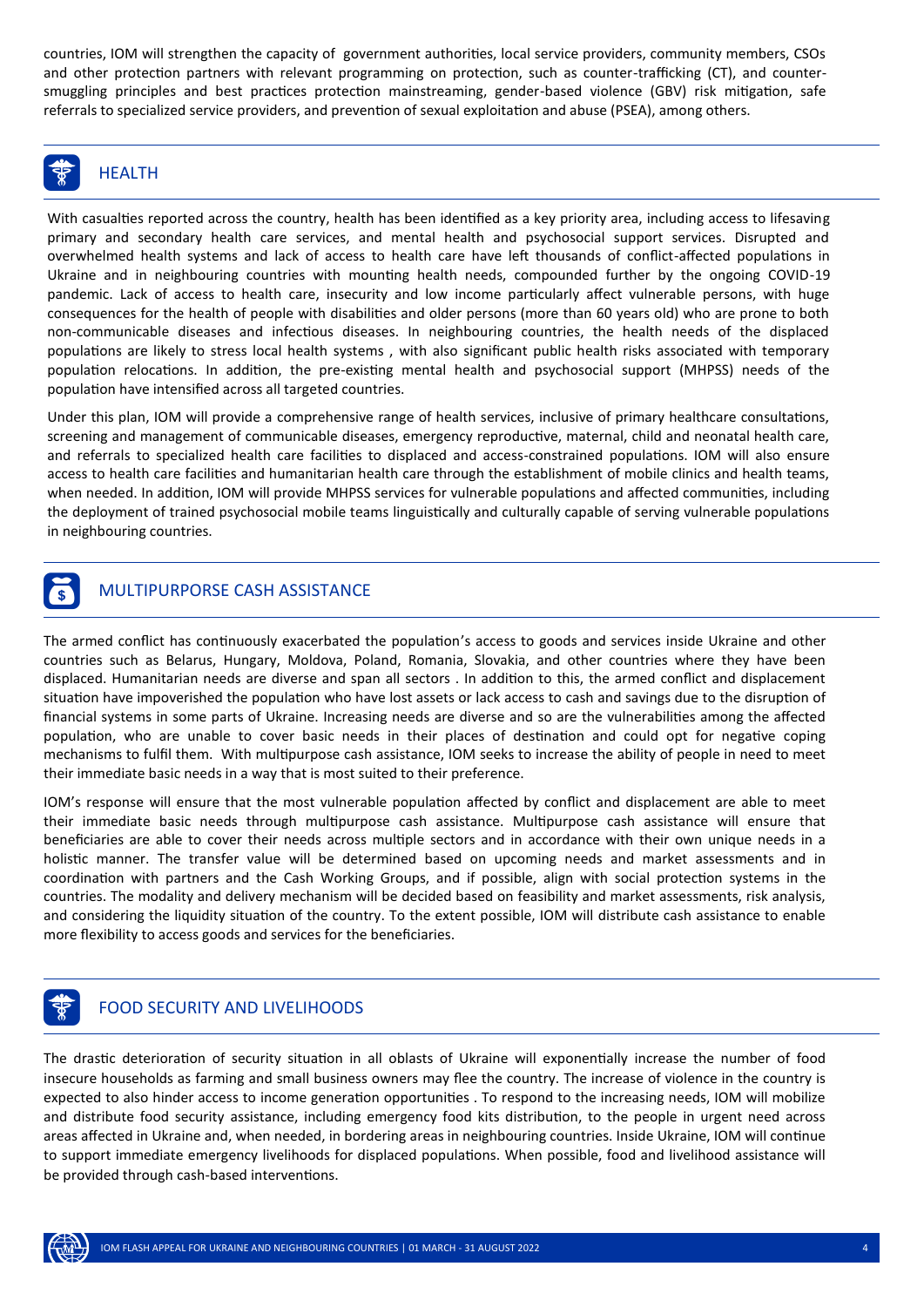countries, IOM will strengthen the capacity of government authorities, local service providers, community members, CSOs and other protection partners with relevant programming on protection, such as counter-trafficking (CT), and counter-smuggling principles and best practices protection mainstreaming, gender-based violence (GBV) risk mitigation, safe referrals to specialized service providers, and prevention of sexual exploitation and abuse (PSEA), among others.

## HEALTH

With casualties reported across the country, health has been identified as a key priority area, including access to lifesaving primary and secondary health care services, and mental health and psychosocial support services. Disrupted and overwhelmed health systems and lack of access to health care have left thousands of conflict-affected populations in Ukraine and in neighbouring countries with mounting health needs, compounded further by the ongoing COVID-19 pandemic. Lack of access to health care, insecurity and low income particularly affect vulnerable persons, with huge consequences for the health of people with disabilities and older persons (more than 60 years old) who are prone to both non-communicable diseases and infectious diseases. In neighbouring countries, the health needs of the displaced populations are likely to stress local health systems , with also significant public health risks associated with temporary population relocations. In addition, the pre-existing mental health and psychosocial support (MHPSS) needs of the population have intensified across all targeted countries.

Under this plan, IOM will provide a comprehensive range of health services, inclusive of primary healthcare consultations, screening and management of communicable diseases, emergency reproductive, maternal, child and neonatal health care, and referrals to specialized health care facilities to displaced and access-constrained populations. IOM will also ensure access to health care facilities and humanitarian health care through the establishment of mobile clinics and health teams, when needed. In addition, IOM will provide MHPSS services for vulnerable populations and affected communities, including the deployment of trained psychosocial mobile teams linguistically and culturally capable of serving vulnerable populations in neighbouring countries.

## MULTIPURPORSE CASH ASSISTANCE

The armed conflict has continuously exacerbated the population's access to goods and services inside Ukraine and other countries such as Belarus, Hungary, Moldova, Poland, Romania, Slovakia, and other countries where they have been displaced. Humanitarian needs are diverse and span all sectors . In addition to this, the armed conflict and displacement situation have impoverished the population who have lost assets or lack access to cash and savings due to the disruption of financial systems in some parts of Ukraine. Increasing needs are diverse and so are the vulnerabilities among the affected population, who are unable to cover basic needs in their places of destination and could opt for negative coping mechanisms to fulfil them. With multipurpose cash assistance, IOM seeks to increase the ability of people in need to meet their immediate basic needs in a way that is most suited to their preference.

IOM's response will ensure that the most vulnerable population affected by conflict and displacement are able to meet their immediate basic needs through multipurpose cash assistance. Multipurpose cash assistance will ensure that beneficiaries are able to cover their needs across multiple sectors and in accordance with their own unique needs in a holistic manner. The transfer value will be determined based on upcoming needs and market assessments and in coordination with partners and the Cash Working Groups, and if possible, align with social protection systems in the countries. The modality and delivery mechanism will be decided based on feasibility and market assessments, risk analysis, and considering the liquidity situation of the country. To the extent possible, IOM will distribute cash assistance to enable more flexibility to access goods and services for the beneficiaries.

## FOOD SECURITY AND LIVELIHOODS

The drastic deterioration of security situation in all oblasts of Ukraine will exponentially increase the number of food insecure households as farming and small business owners may flee the country. The increase of violence in the country is expected to also hinder access to income generation opportunities . To respond to the increasing needs, IOM will mobilize and distribute food security assistance, including emergency food kits distribution, to the people in urgent need across areas affected in Ukraine and, when needed, in bordering areas in neighbouring countries. Inside Ukraine, IOM will continue to support immediate emergency livelihoods for displaced populations. When possible, food and livelihood assistance will be provided through cash-based interventions.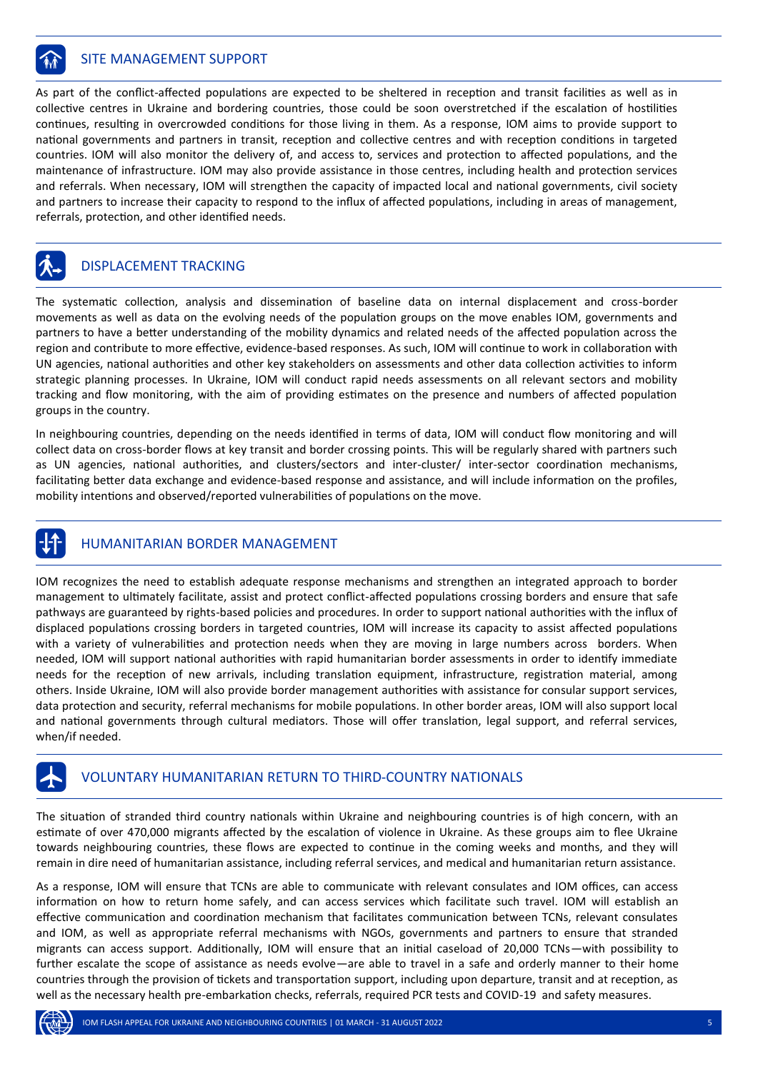## SITE MANAGEMENT SUPPORT

As part of the conflict-affected populations are expected to be sheltered in reception and transit facilities as well as in collective centres in Ukraine and bordering countries, those could be soon overstretched if the escalation of hostilities continues, resulting in overcrowded conditions for those living in them. As a response, IOM aims to provide support to national governments and partners in transit, reception and collective centres and with reception conditions in targeted countries. IOM will also monitor the delivery of, and access to, services and protection to affected populations, and the maintenance of infrastructure. IOM may also provide assistance in those centres, including health and protection services and referrals. When necessary, IOM will strengthen the capacity of impacted local and national governments, civil society and partners to increase their capacity to respond to the influx of affected populations, including in areas of management, referrals, protection, and other identified needs.

## DISPLACEMENT TRACKING

The systematic collection, analysis and dissemination of baseline data on internal displacement and cross-border movements as well as data on the evolving needs of the population groups on the move enables IOM, governments and partners to have a better understanding of the mobility dynamics and related needs of the affected population across the region and contribute to more effective, evidence-based responses. As such, IOM will continue to work in collaboration with UN agencies, national authorities and other key stakeholders on assessments and other data collection activities to inform strategic planning processes. In Ukraine, IOM will conduct rapid needs assessments on all relevant sectors and mobility tracking and flow monitoring, with the aim of providing estimates on the presence and numbers of affected population groups in the country.

In neighbouring countries, depending on the needs identified in terms of data, IOM will conduct flow monitoring and will collect data on cross-border flows at key transit and border crossing points. This will be regularly shared with partners such as UN agencies, national authorities, and clusters/sectors and inter-cluster/ inter-sector coordination mechanisms, facilitating better data exchange and evidence-based response and assistance, and will include information on the profiles, mobility intentions and observed/reported vulnerabilities of populations on the move.

## HUMANITARIAN BORDER MANAGEMENT

IOM recognizes the need to establish adequate response mechanisms and strengthen an integrated approach to border management to ultimately facilitate, assist and protect conflict-affected populations crossing borders and ensure that safe pathways are guaranteed by rights-based policies and procedures. In order to support national authorities with the influx of displaced populations crossing borders in targeted countries, IOM will increase its capacity to assist affected populations with a variety of vulnerabilities and protection needs when they are moving in large numbers across borders. When needed, IOM will support national authorities with rapid humanitarian border assessments in order to identify immediate needs for the reception of new arrivals, including translation equipment, infrastructure, registration material, among others. Inside Ukraine, IOM will also provide border management authorities with assistance for consular support services, data protection and security, referral mechanisms for mobile populations. In other border areas, IOM will also support local and national governments through cultural mediators. Those will offer translation, legal support, and referral services, when/if needed.

## VOLUNTARY HUMANITARIAN RETURN TO THIRD-COUNTRY NATIONALS

The situation of stranded third country nationals within Ukraine and neighbouring countries is of high concern, with an estimate of over 470,000 migrants affected by the escalation of violence in Ukraine. As these groups aim to flee Ukraine towards neighbouring countries, these flows are expected to continue in the coming weeks and months, and they will remain in dire need of humanitarian assistance, including referral services, and medical and humanitarian return assistance.

As a response, IOM will ensure that TCNs are able to communicate with relevant consulates and IOM offices, can access information on how to return home safely, and can access services which facilitate such travel. IOM will establish an effective communication and coordination mechanism that facilitates communication between TCNs, relevant consulates and IOM, as well as appropriate referral mechanisms with NGOs, governments and partners to ensure that stranded migrants can access support. Additionally, IOM will ensure that an initial caseload of 20,000 TCNs—with possibility to further escalate the scope of assistance as needs evolve—are able to travel in a safe and orderly manner to their home countries through the provision of tickets and transportation support, including upon departure, transit and at reception, as well as the necessary health pre-embarkation checks, referrals, required PCR tests and COVID-19 and safety measures.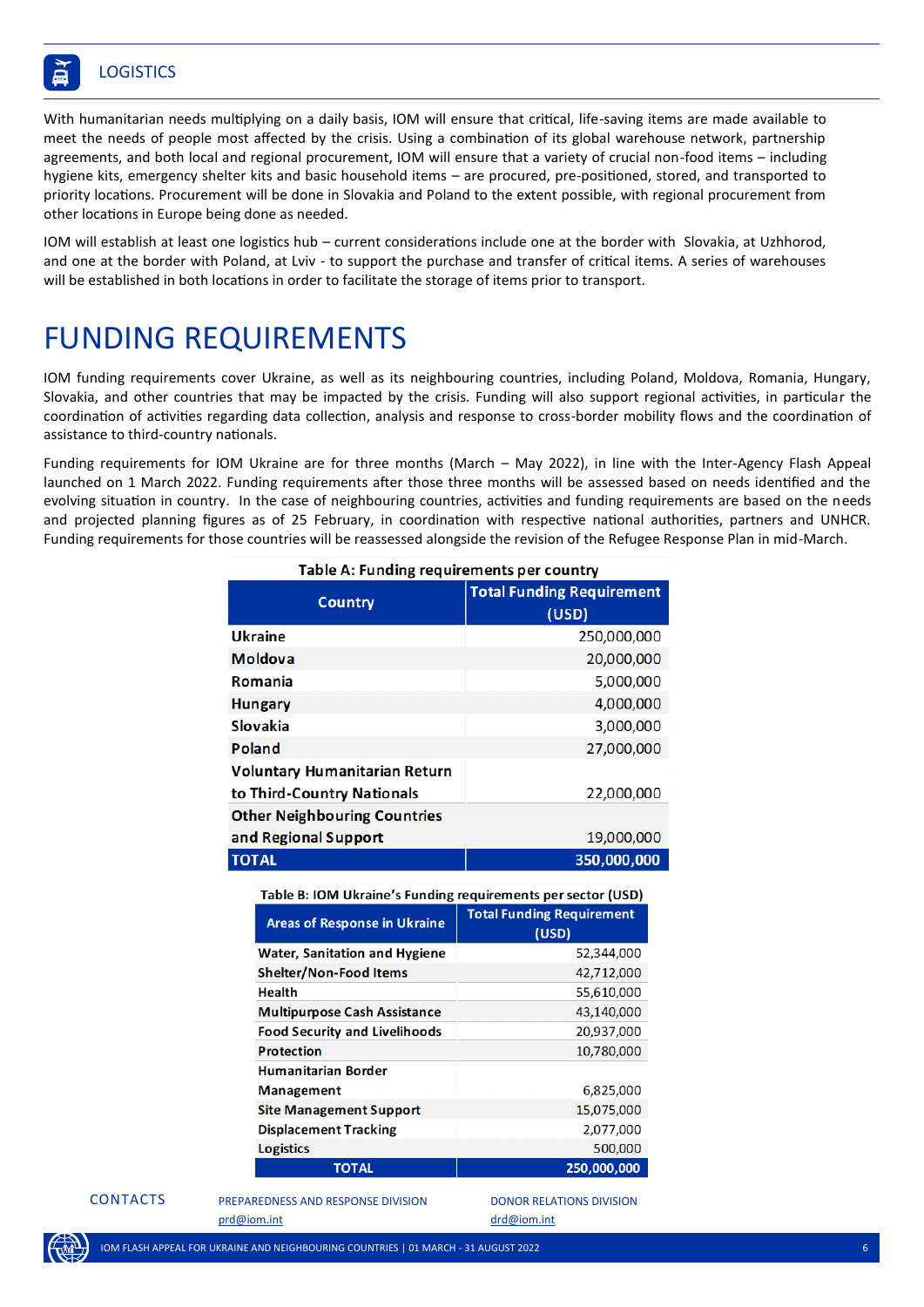## LOGISTICS

With humanitarian needs multiplying on a daily basis, IOM will ensure that critical, life-saving items are made available to meet the needs of people most affected by the crisis. Using a combination of its global warehouse network, partnership agreements, and both local and regional procurement, IOM will ensure that a variety of crucial non-food items – including hygiene kits, emergency shelter kits and basic household items – are procured, pre-positioned, stored, and transported to priority locations. Procurement will be done in Slovakia and Poland to the extent possible, with regional procurement from other locations in Europe being done as needed.

IOM will establish at least one logistics hub – current considerations include one at the border with Slovakia, at Uzhhorod, and one at the border with Poland, at Lviv - to support the purchase and transfer of critical items. A series of warehouses will be established in both locations in order to facilitate the storage of items prior to transport.

# FUNDING REQUIREMENTS

IOM funding requirements cover Ukraine, as well as its neighbouring countries, including Poland, Moldova, Romania, Hungary, Slovakia, and other countries that may be impacted by the crisis. Funding will also support regional activities, in particular the coordination of activities regarding data collection, analysis and response to cross-border mobility flows and the coordination of assistance to third-country nationals.

Funding requirements for IOM Ukraine are for three months (March – May 2022), in line with the Inter-Agency Flash Appeal launched on 1 March 2022. Funding requirements after those three months will be assessed based on needs identified and the evolving situation in country. In the case of neighbouring countries, activities and funding requirements are based on the needs and projected planning figures as of 25 February, in coordination with respective national authorities, partners and UNHCR. Funding requirements for those countries will be reassessed alongside the revision of the Refugee Response Plan in mid-March.

**Table A: Funding requirements per country**

| Country | Total Funding Requirement (USD) |
|---|---|
| Ukraine | 250,000,000 |
| Moldova | 20,000,000 |
| Romania | 5,000,000 |
| Hungary | 4,000,000 |
| Slovakia | 3,000,000 |
| Poland | 27,000,000 |
| Voluntary Humanitarian Return to Third-Country Nationals | 22,000,000 |
| Other Neighbouring Countries and Regional Support | 19,000,000 |
| **TOTAL** | **350,000,000** |

**Table B: IOM Ukraine's Funding requirements per sector (USD)**

| Areas of Response in Ukraine | Total Funding Requirement (USD) |
|---|---|
| Water, Sanitation and Hygiene | 52,344,000 |
| Shelter/Non-Food Items | 42,712,000 |
| Health | 55,610,000 |
| Multipurpose Cash Assistance | 43,140,000 |
| Food Security and Livelihoods | 20,937,000 |
| Protection | 10,780,000 |
| Humanitarian Border Management | 6,825,000 |
| Site Management Support | 15,075,000 |
| Displacement Tracking | 2,077,000 |
| Logistics | 500,000 |
| **TOTAL** | **250,000,000** |

CONTACTS

PREPAREDNESS AND RESPONSE DIVISION
prd@iom.int

DONOR RELATIONS DIVISION
drd@iom.int